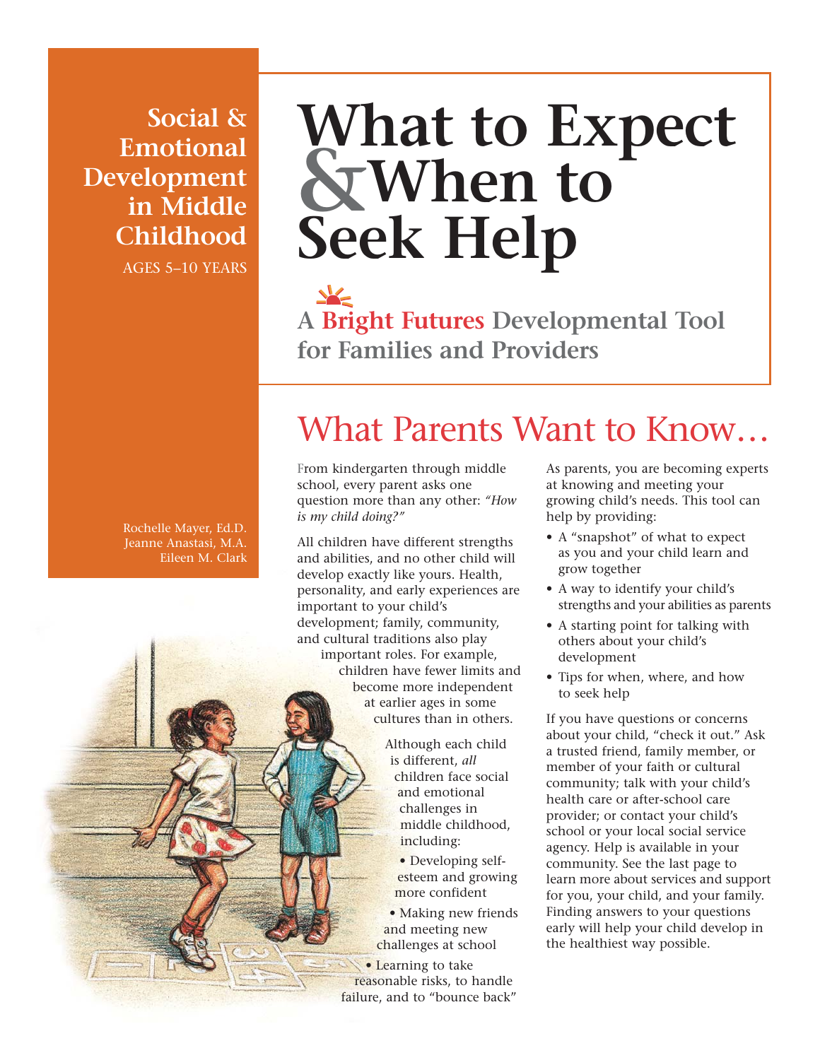# What to Expect & When to Seek Help

## A Bright Futures Developmental Tool for Families and Providers

**Social & Emotional Development in Middle Childhood**

AGES 5–10 YEARS

Rochelle Mayer, Ed.D.
Jeanne Anastasi, M.A.
Eileen M. Clark

## What Parents Want to Know…

From kindergarten through middle school, every parent asks one question more than any other: *"How is my child doing?"*

All children have different strengths and abilities, and no other child will develop exactly like yours. Health, personality, and early experiences are important to your child's development; family, community, and cultural traditions also play important roles. For example, children have fewer limits and become more independent at earlier ages in some cultures than in others.

Although each child is different, *all* children face social and emotional challenges in middle childhood, including:

- Developing self-esteem and growing more confident
- Making new friends and meeting new challenges at school
- Learning to take reasonable risks, to handle failure, and to "bounce back"

As parents, you are becoming experts at knowing and meeting your growing child's needs. This tool can help by providing:

- A "snapshot" of what to expect as you and your child learn and grow together
- A way to identify your child's strengths and your abilities as parents
- A starting point for talking with others about your child's development
- Tips for when, where, and how to seek help

If you have questions or concerns about your child, "check it out." Ask a trusted friend, family member, or member of your faith or cultural community; talk with your child's health care or after-school care provider; or contact your child's school or your local social service agency. Help is available in your community. See the last page to learn more about services and support for you, your child, and your family. Finding answers to your questions early will help your child develop in the healthiest way possible.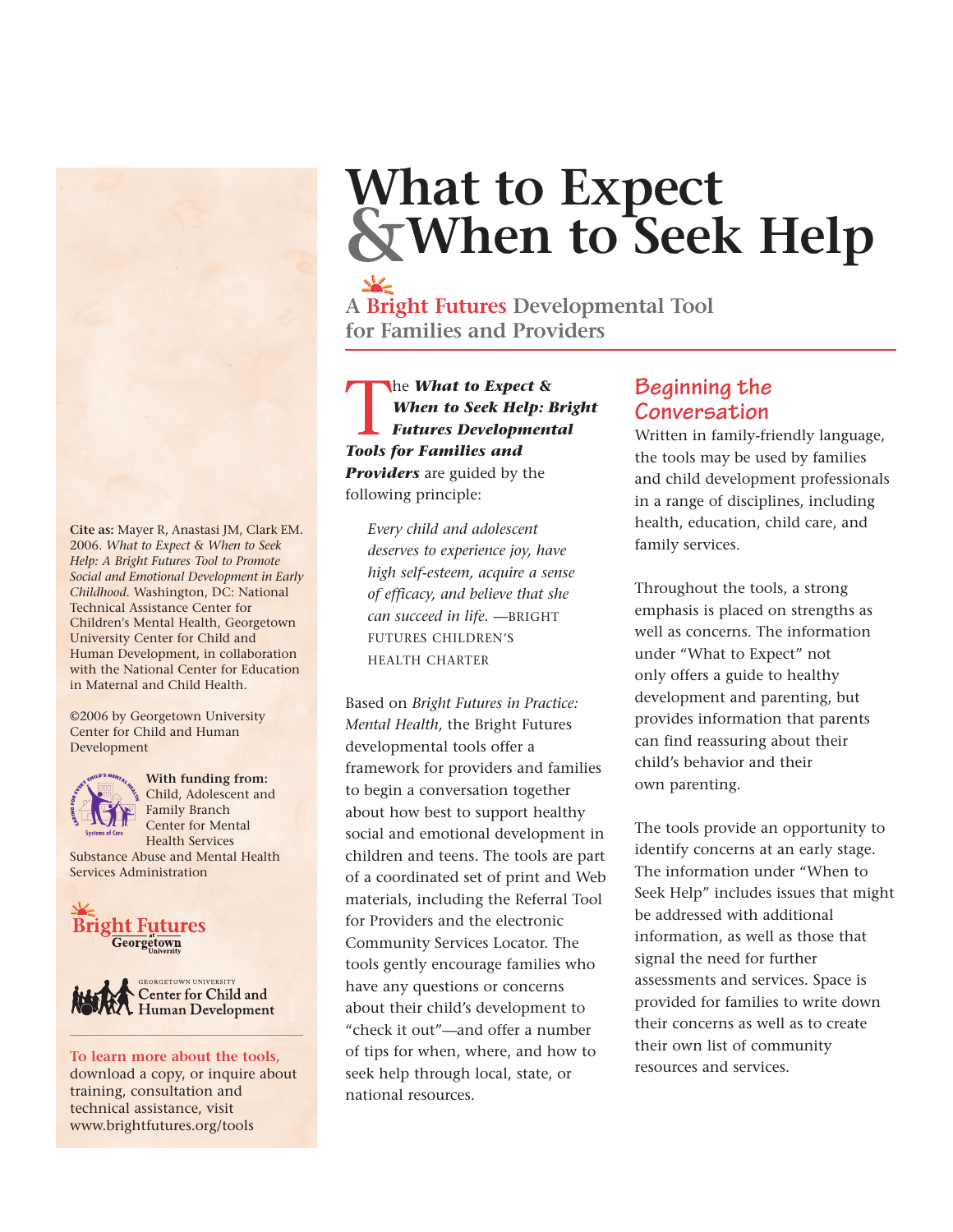# What to Expect & When to Seek Help

## A Bright Futures Developmental Tool for Families and Providers

The ***What to Expect & When to Seek Help: Bright Futures Developmental Tools for Families and Providers*** are guided by the following principle:

> *Every child and adolescent deserves to experience joy, have high self-esteem, acquire a sense of efficacy, and believe that she can succeed in life.* —BRIGHT FUTURES CHILDREN'S HEALTH CHARTER

Based on *Bright Futures in Practice: Mental Health*, the Bright Futures developmental tools offer a framework for providers and families to begin a conversation together about how best to support healthy social and emotional development in children and teens. The tools are part of a coordinated set of print and Web materials, including the Referral Tool for Providers and the electronic Community Services Locator. The tools gently encourage families who have any questions or concerns about their child's development to "check it out"—and offer a number of tips for when, where, and how to seek help through local, state, or national resources.

### Beginning the Conversation

Written in family-friendly language, the tools may be used by families and child development professionals in a range of disciplines, including health, education, child care, and family services.

Throughout the tools, a strong emphasis is placed on strengths as well as concerns. The information under "What to Expect" not only offers a guide to healthy development and parenting, but provides information that parents can find reassuring about their child's behavior and their own parenting.

The tools provide an opportunity to identify concerns at an early stage. The information under "When to Seek Help" includes issues that might be addressed with additional information, as well as those that signal the need for further assessments and services. Space is provided for families to write down their concerns as well as to create their own list of community resources and services.

**Cite as:** Mayer R, Anastasi JM, Clark EM. 2006. *What to Expect & When to Seek Help: A Bright Futures Tool to Promote Social and Emotional Development in Early Childhood.* Washington, DC: National Technical Assistance Center for Children's Mental Health, Georgetown University Center for Child and Human Development, in collaboration with the National Center for Education in Maternal and Child Health.

©2006 by Georgetown University Center for Child and Human Development

**With funding from:** Child, Adolescent and Family Branch Center for Mental Health Services Substance Abuse and Mental Health Services Administration

Bright Futures at Georgetown University

Georgetown University Center for Child and Human Development

**To learn more about the tools,** download a copy, or inquire about training, consultation and technical assistance, visit www.brightfutures.org/tools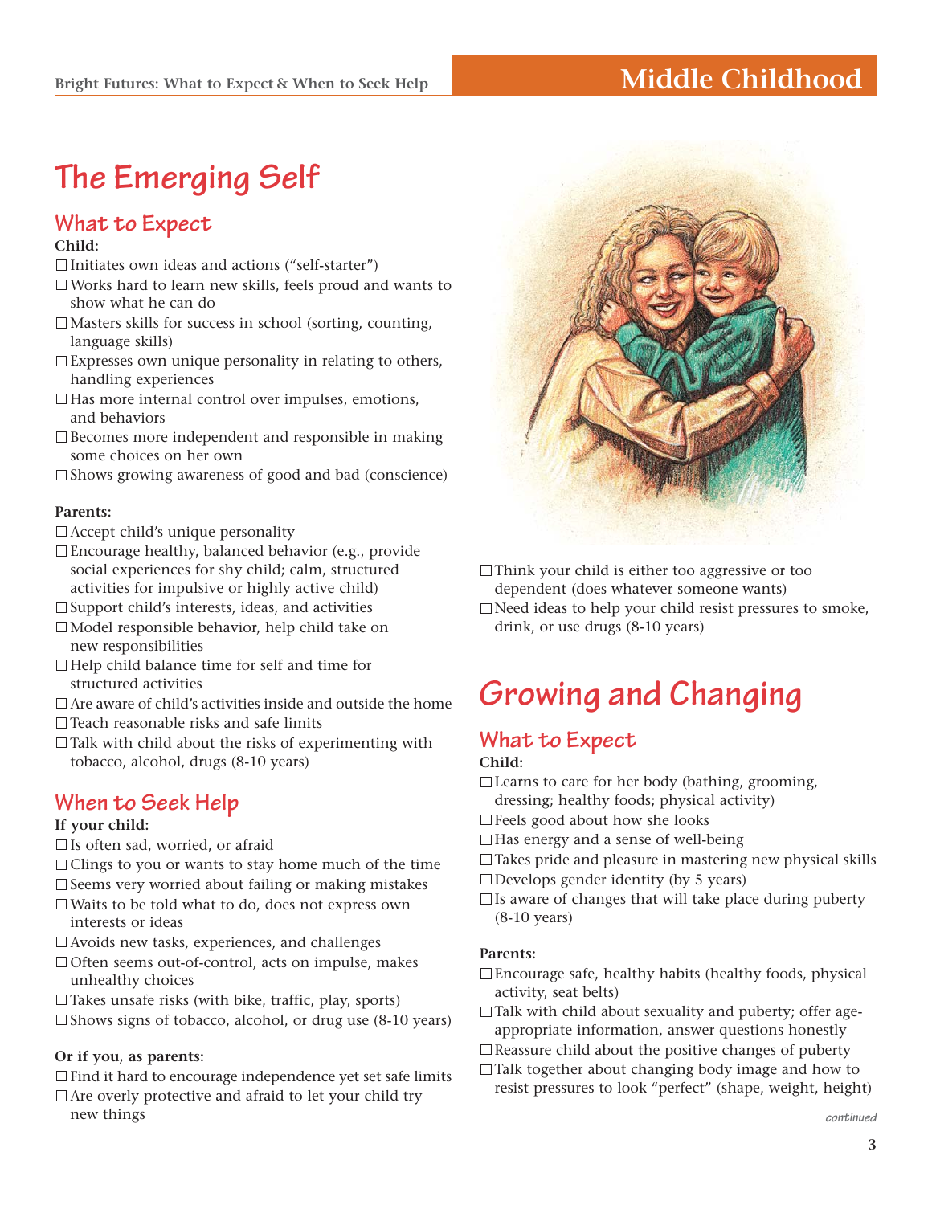# The Emerging Self

## What to Expect

**Child:**

- ☐ Initiates own ideas and actions ("self-starter")
- ☐ Works hard to learn new skills, feels proud and wants to show what he can do
- ☐ Masters skills for success in school (sorting, counting, language skills)
- ☐ Expresses own unique personality in relating to others, handling experiences
- ☐ Has more internal control over impulses, emotions, and behaviors
- ☐ Becomes more independent and responsible in making some choices on her own
- ☐ Shows growing awareness of good and bad (conscience)

**Parents:**

- ☐ Accept child's unique personality
- ☐ Encourage healthy, balanced behavior (e.g., provide social experiences for shy child; calm, structured activities for impulsive or highly active child)
- ☐ Support child's interests, ideas, and activities
- ☐ Model responsible behavior, help child take on new responsibilities
- ☐ Help child balance time for self and time for structured activities
- ☐ Are aware of child's activities inside and outside the home
- ☐ Teach reasonable risks and safe limits
- ☐ Talk with child about the risks of experimenting with tobacco, alcohol, drugs (8-10 years)

## When to Seek Help

**If your child:**

- ☐ Is often sad, worried, or afraid
- ☐ Clings to you or wants to stay home much of the time
- ☐ Seems very worried about failing or making mistakes
- ☐ Waits to be told what to do, does not express own interests or ideas
- ☐ Avoids new tasks, experiences, and challenges
- ☐ Often seems out-of-control, acts on impulse, makes unhealthy choices
- ☐ Takes unsafe risks (with bike, traffic, play, sports)
- ☐ Shows signs of tobacco, alcohol, or drug use (8-10 years)

**Or if you, as parents:**

- ☐ Find it hard to encourage independence yet set safe limits
- ☐ Are overly protective and afraid to let your child try new things
- ☐ Think your child is either too aggressive or too dependent (does whatever someone wants)
- ☐ Need ideas to help your child resist pressures to smoke, drink, or use drugs (8-10 years)

# Growing and Changing

## What to Expect

**Child:**

- ☐ Learns to care for her body (bathing, grooming, dressing; healthy foods; physical activity)
- ☐ Feels good about how she looks
- ☐ Has energy and a sense of well-being
- ☐ Takes pride and pleasure in mastering new physical skills
- ☐ Develops gender identity (by 5 years)
- ☐ Is aware of changes that will take place during puberty (8-10 years)

**Parents:**

- ☐ Encourage safe, healthy habits (healthy foods, physical activity, seat belts)
- ☐ Talk with child about sexuality and puberty; offer age-appropriate information, answer questions honestly
- ☐ Reassure child about the positive changes of puberty
- ☐ Talk together about changing body image and how to resist pressures to look "perfect" (shape, weight, height)

*continued*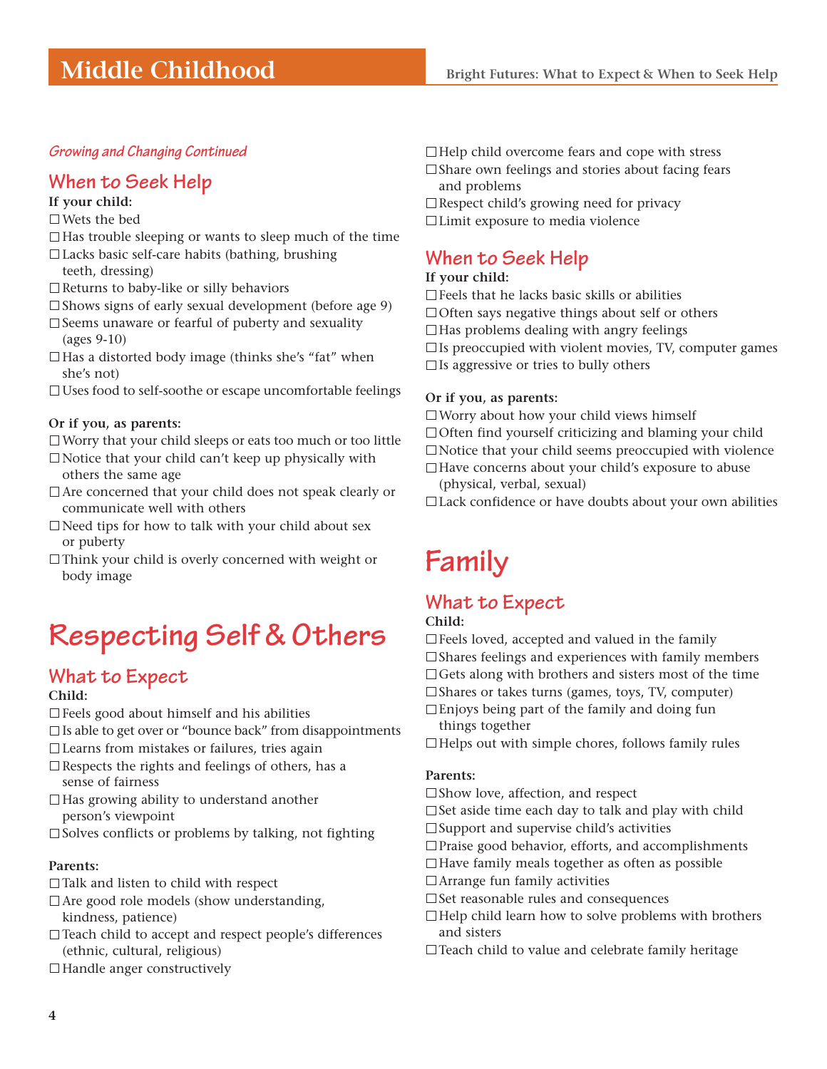*Growing and Changing Continued*

## When to Seek Help

**If your child:**

- ☐ Wets the bed
- ☐ Has trouble sleeping or wants to sleep much of the time
- ☐ Lacks basic self-care habits (bathing, brushing teeth, dressing)
- ☐ Returns to baby-like or silly behaviors
- ☐ Shows signs of early sexual development (before age 9)
- ☐ Seems unaware or fearful of puberty and sexuality (ages 9-10)
- ☐ Has a distorted body image (thinks she's "fat" when she's not)
- ☐ Uses food to self-soothe or escape uncomfortable feelings

**Or if you, as parents:**

- ☐ Worry that your child sleeps or eats too much or too little
- ☐ Notice that your child can't keep up physically with others the same age
- ☐ Are concerned that your child does not speak clearly or communicate well with others
- ☐ Need tips for how to talk with your child about sex or puberty
- ☐ Think your child is overly concerned with weight or body image

# Respecting Self & Others

## What to Expect

**Child:**

- ☐ Feels good about himself and his abilities
- ☐ Is able to get over or "bounce back" from disappointments
- ☐ Learns from mistakes or failures, tries again
- ☐ Respects the rights and feelings of others, has a sense of fairness
- ☐ Has growing ability to understand another person's viewpoint
- ☐ Solves conflicts or problems by talking, not fighting

**Parents:**

- ☐ Talk and listen to child with respect
- ☐ Are good role models (show understanding, kindness, patience)
- ☐ Teach child to accept and respect people's differences (ethnic, cultural, religious)
- ☐ Handle anger constructively
- ☐ Help child overcome fears and cope with stress
- ☐ Share own feelings and stories about facing fears and problems
- ☐ Respect child's growing need for privacy
- ☐ Limit exposure to media violence

## When to Seek Help

**If your child:**

- ☐ Feels that he lacks basic skills or abilities
- ☐ Often says negative things about self or others
- ☐ Has problems dealing with angry feelings
- ☐ Is preoccupied with violent movies, TV, computer games
- ☐ Is aggressive or tries to bully others

**Or if you, as parents:**

- ☐ Worry about how your child views himself
- ☐ Often find yourself criticizing and blaming your child
- ☐ Notice that your child seems preoccupied with violence
- ☐ Have concerns about your child's exposure to abuse (physical, verbal, sexual)
- ☐ Lack confidence or have doubts about your own abilities

# Family

## What to Expect

**Child:**

- ☐ Feels loved, accepted and valued in the family
- ☐ Shares feelings and experiences with family members
- ☐ Gets along with brothers and sisters most of the time
- ☐ Shares or takes turns (games, toys, TV, computer)
- ☐ Enjoys being part of the family and doing fun things together
- ☐ Helps out with simple chores, follows family rules

**Parents:**

- ☐ Show love, affection, and respect
- ☐ Set aside time each day to talk and play with child
- ☐ Support and supervise child's activities
- ☐ Praise good behavior, efforts, and accomplishments
- ☐ Have family meals together as often as possible
- ☐ Arrange fun family activities
- ☐ Set reasonable rules and consequences
- ☐ Help child learn how to solve problems with brothers and sisters
- ☐ Teach child to value and celebrate family heritage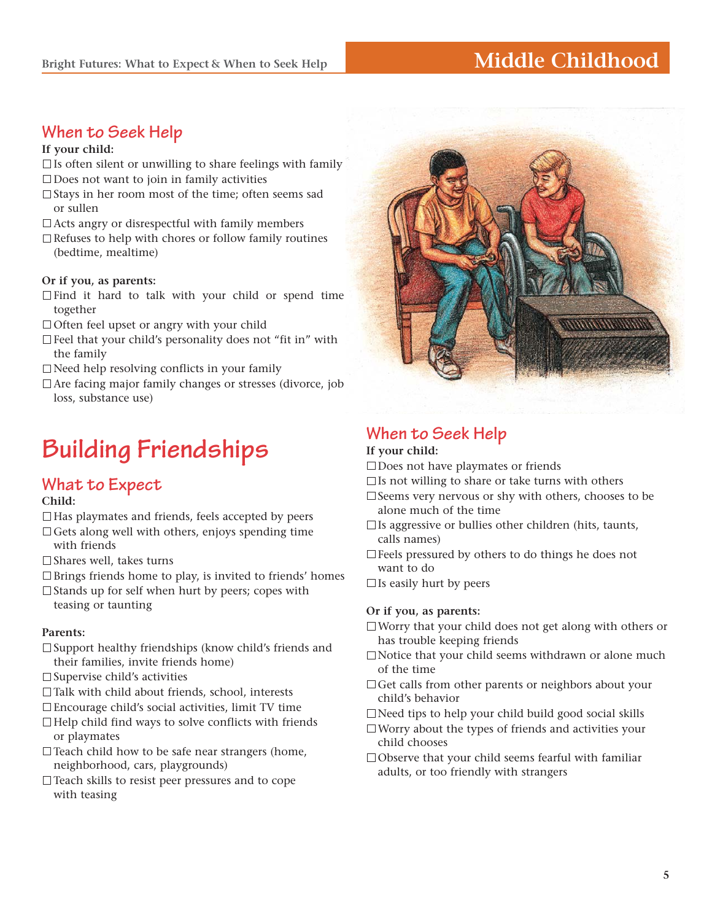## When to Seek Help

**If your child:**

- ☐ Is often silent or unwilling to share feelings with family
- ☐ Does not want to join in family activities
- ☐ Stays in her room most of the time; often seems sad or sullen
- ☐ Acts angry or disrespectful with family members
- ☐ Refuses to help with chores or follow family routines (bedtime, mealtime)

**Or if you, as parents:**

- ☐ Find it hard to talk with your child or spend time together
- ☐ Often feel upset or angry with your child
- ☐ Feel that your child's personality does not "fit in" with the family
- ☐ Need help resolving conflicts in your family
- ☐ Are facing major family changes or stresses (divorce, job loss, substance use)

# Building Friendships

## What to Expect

**Child:**

- ☐ Has playmates and friends, feels accepted by peers
- ☐ Gets along well with others, enjoys spending time with friends
- ☐ Shares well, takes turns
- ☐ Brings friends home to play, is invited to friends' homes
- ☐ Stands up for self when hurt by peers; copes with teasing or taunting

**Parents:**

- ☐ Support healthy friendships (know child's friends and their families, invite friends home)
- ☐ Supervise child's activities
- ☐ Talk with child about friends, school, interests
- ☐ Encourage child's social activities, limit TV time
- ☐ Help child find ways to solve conflicts with friends or playmates
- ☐ Teach child how to be safe near strangers (home, neighborhood, cars, playgrounds)
- ☐ Teach skills to resist peer pressures and to cope with teasing

## When to Seek Help

**If your child:**

- ☐ Does not have playmates or friends
- ☐ Is not willing to share or take turns with others
- ☐ Seems very nervous or shy with others, chooses to be alone much of the time
- ☐ Is aggressive or bullies other children (hits, taunts, calls names)
- ☐ Feels pressured by others to do things he does not want to do
- ☐ Is easily hurt by peers

**Or if you, as parents:**

- ☐ Worry that your child does not get along with others or has trouble keeping friends
- ☐ Notice that your child seems withdrawn or alone much of the time
- ☐ Get calls from other parents or neighbors about your child's behavior
- ☐ Need tips to help your child build good social skills
- ☐ Worry about the types of friends and activities your child chooses
- ☐ Observe that your child seems fearful with familiar adults, or too friendly with strangers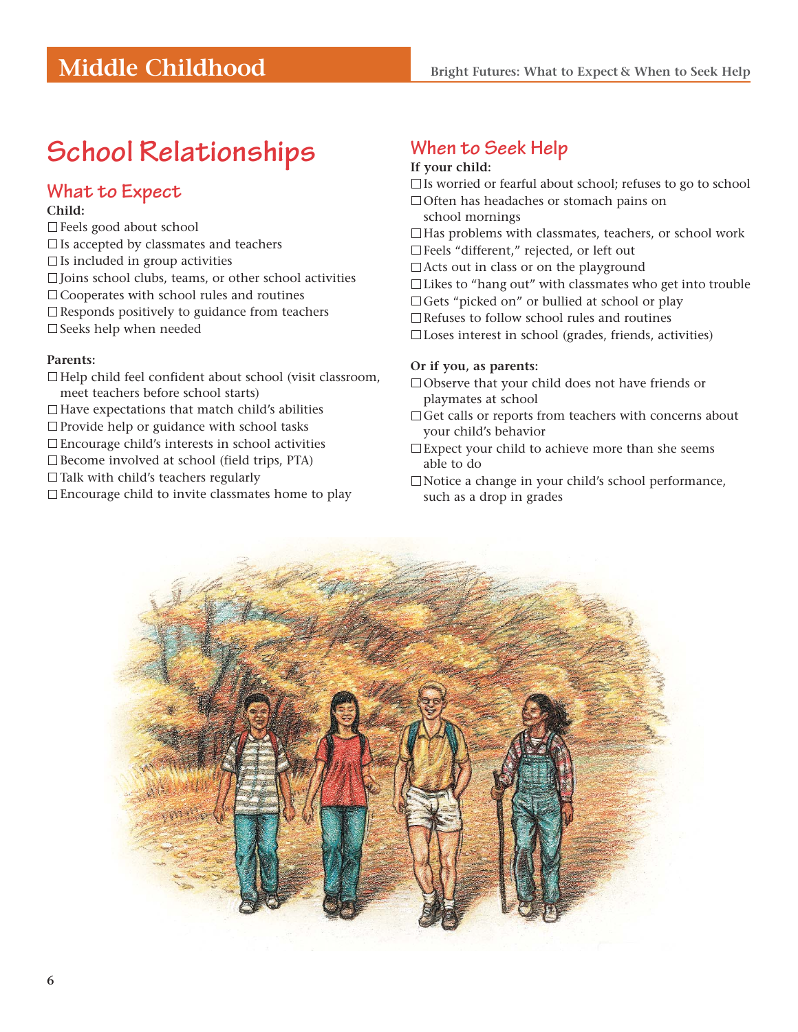# School Relationships

## What to Expect

**Child:**

- ☐ Feels good about school
- ☐ Is accepted by classmates and teachers
- ☐ Is included in group activities
- ☐ Joins school clubs, teams, or other school activities
- ☐ Cooperates with school rules and routines
- ☐ Responds positively to guidance from teachers
- ☐ Seeks help when needed

**Parents:**

- ☐ Help child feel confident about school (visit classroom, meet teachers before school starts)
- ☐ Have expectations that match child's abilities
- ☐ Provide help or guidance with school tasks
- ☐ Encourage child's interests in school activities
- ☐ Become involved at school (field trips, PTA)
- ☐ Talk with child's teachers regularly
- ☐ Encourage child to invite classmates home to play

## When to Seek Help

**If your child:**

- ☐ Is worried or fearful about school; refuses to go to school
- ☐ Often has headaches or stomach pains on school mornings
- ☐ Has problems with classmates, teachers, or school work
- ☐ Feels "different," rejected, or left out
- ☐ Acts out in class or on the playground
- ☐ Likes to "hang out" with classmates who get into trouble
- ☐ Gets "picked on" or bullied at school or play
- ☐ Refuses to follow school rules and routines
- ☐ Loses interest in school (grades, friends, activities)

**Or if you, as parents:**

- ☐ Observe that your child does not have friends or playmates at school
- ☐ Get calls or reports from teachers with concerns about your child's behavior
- ☐ Expect your child to achieve more than she seems able to do
- ☐ Notice a change in your child's school performance, such as a drop in grades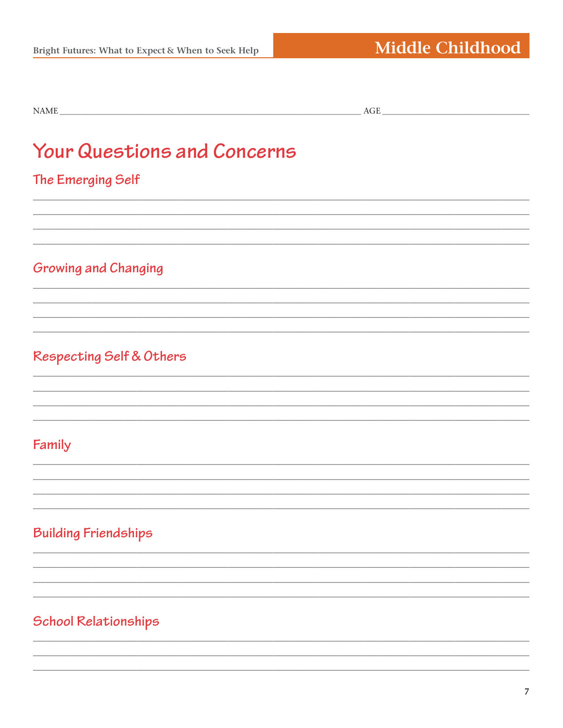NAME ______________________________ AGE ______________

# Your Questions and Concerns

## The Emerging Self

______________________________________________________________________

______________________________________________________________________

______________________________________________________________________

______________________________________________________________________

## Growing and Changing

______________________________________________________________________

______________________________________________________________________

______________________________________________________________________

______________________________________________________________________

## Respecting Self & Others

______________________________________________________________________

______________________________________________________________________

______________________________________________________________________

______________________________________________________________________

## Family

______________________________________________________________________

______________________________________________________________________

______________________________________________________________________

______________________________________________________________________

## Building Friendships

______________________________________________________________________

______________________________________________________________________

______________________________________________________________________

______________________________________________________________________

## School Relationships

______________________________________________________________________

______________________________________________________________________

______________________________________________________________________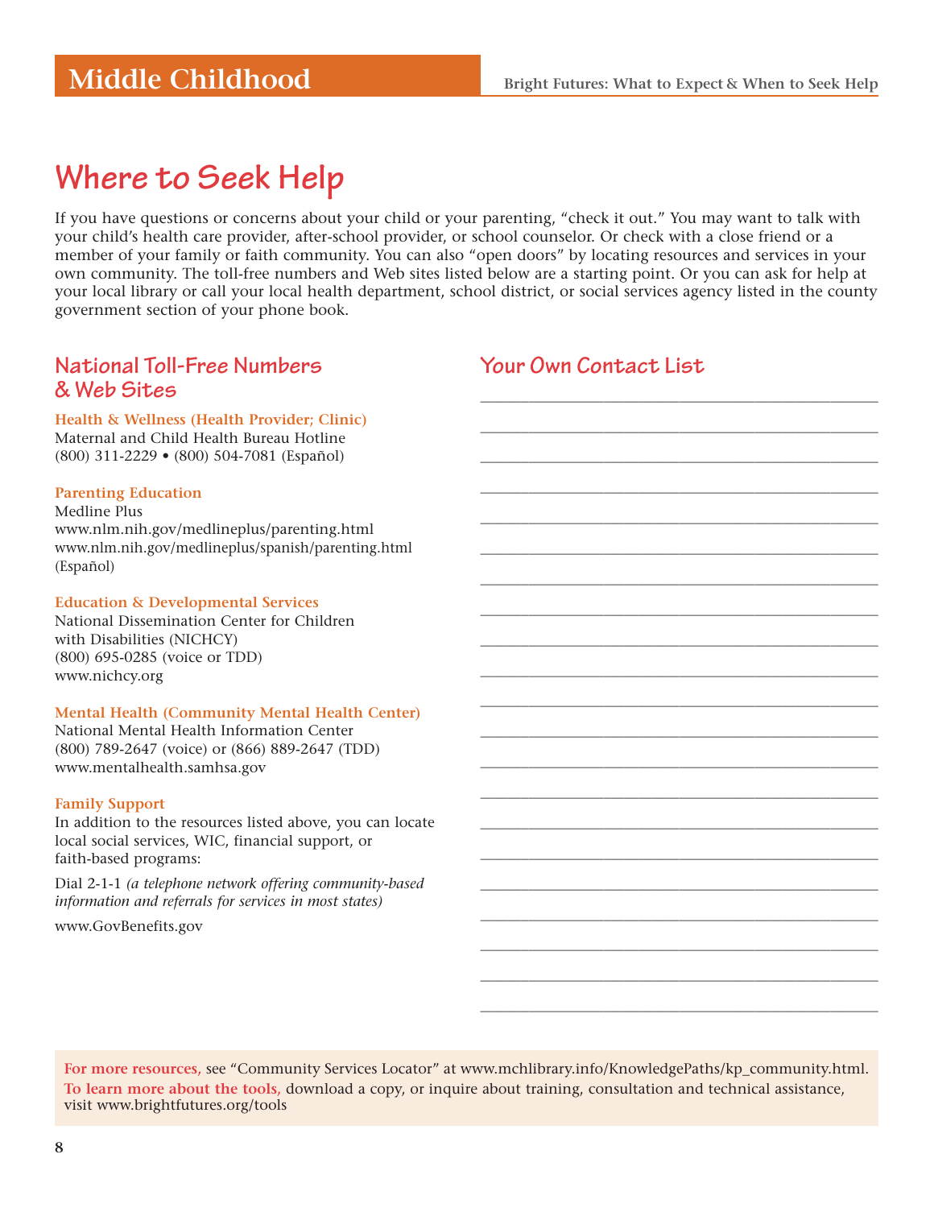# Where to Seek Help

If you have questions or concerns about your child or your parenting, "check it out." You may want to talk with your child's health care provider, after-school provider, or school counselor. Or check with a close friend or a member of your family or faith community. You can also "open doors" by locating resources and services in your own community. The toll-free numbers and Web sites listed below are a starting point. Or you can ask for help at your local library or call your local health department, school district, or social services agency listed in the county government section of your phone book.

## National Toll-Free Numbers & Web Sites

### Health & Wellness (Health Provider; Clinic)

Maternal and Child Health Bureau Hotline
(800) 311-2229 • (800) 504-7081 (Español)

### Parenting Education

Medline Plus
www.nlm.nih.gov/medlineplus/parenting.html
www.nlm.nih.gov/medlineplus/spanish/parenting.html (Español)

### Education & Developmental Services

National Dissemination Center for Children with Disabilities (NICHCY)
(800) 695-0285 (voice or TDD)
www.nichcy.org

### Mental Health (Community Mental Health Center)

National Mental Health Information Center
(800) 789-2647 (voice) or (866) 889-2647 (TDD)
www.mentalhealth.samhsa.gov

### Family Support

In addition to the resources listed above, you can locate local social services, WIC, financial support, or faith-based programs:

Dial 2-1-1 *(a telephone network offering community-based information and referrals for services in most states)*

www.GovBenefits.gov

## Your Own Contact List

______________________________________________

______________________________________________

______________________________________________

______________________________________________

______________________________________________

______________________________________________

______________________________________________

______________________________________________

______________________________________________

______________________________________________

______________________________________________

______________________________________________

______________________________________________

______________________________________________

______________________________________________

______________________________________________

______________________________________________

______________________________________________

______________________________________________

______________________________________________

**For more resources,** see "Community Services Locator" at www.mchlibrary.info/KnowledgePaths/kp_community.html.
**To learn more about the tools,** download a copy, or inquire about training, consultation and technical assistance, visit www.brightfutures.org/tools